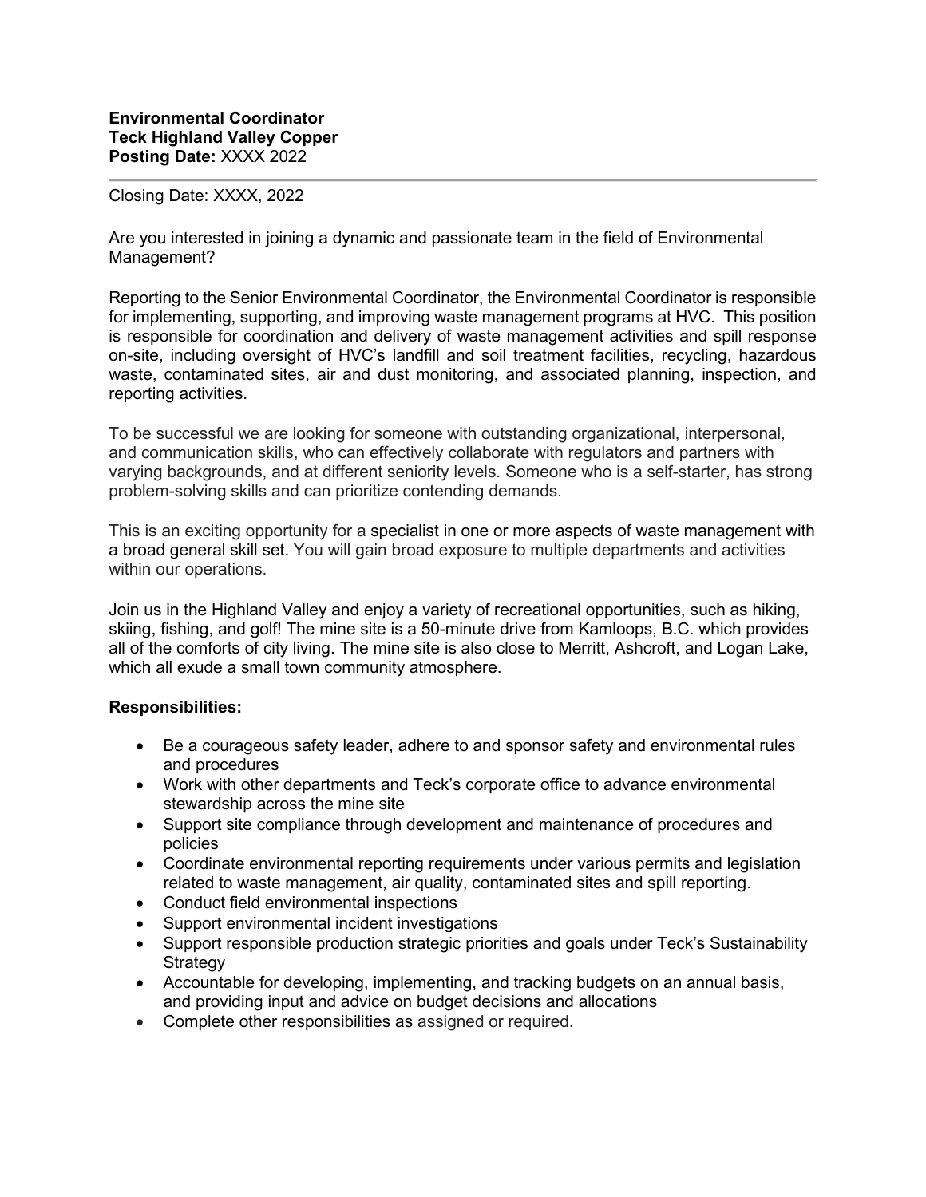**Environmental Coordinator**
**Teck Highland Valley Copper**
**Posting Date:** XXXX 2022

---

Closing Date: XXXX, 2022

Are you interested in joining a dynamic and passionate team in the field of Environmental Management?

Reporting to the Senior Environmental Coordinator, the Environmental Coordinator is responsible for implementing, supporting, and improving waste management programs at HVC. This position is responsible for coordination and delivery of waste management activities and spill response on-site, including oversight of HVC's landfill and soil treatment facilities, recycling, hazardous waste, contaminated sites, air and dust monitoring, and associated planning, inspection, and reporting activities.

To be successful we are looking for someone with outstanding organizational, interpersonal, and communication skills, who can effectively collaborate with regulators and partners with varying backgrounds, and at different seniority levels. Someone who is a self-starter, has strong problem-solving skills and can prioritize contending demands.

This is an exciting opportunity for a specialist in one or more aspects of waste management with a broad general skill set. You will gain broad exposure to multiple departments and activities within our operations.

Join us in the Highland Valley and enjoy a variety of recreational opportunities, such as hiking, skiing, fishing, and golf! The mine site is a 50-minute drive from Kamloops, B.C. which provides all of the comforts of city living. The mine site is also close to Merritt, Ashcroft, and Logan Lake, which all exude a small town community atmosphere.

**Responsibilities:**

- Be a courageous safety leader, adhere to and sponsor safety and environmental rules and procedures
- Work with other departments and Teck's corporate office to advance environmental stewardship across the mine site
- Support site compliance through development and maintenance of procedures and policies
- Coordinate environmental reporting requirements under various permits and legislation related to waste management, air quality, contaminated sites and spill reporting.
- Conduct field environmental inspections
- Support environmental incident investigations
- Support responsible production strategic priorities and goals under Teck's Sustainability Strategy
- Accountable for developing, implementing, and tracking budgets on an annual basis, and providing input and advice on budget decisions and allocations
- Complete other responsibilities as assigned or required.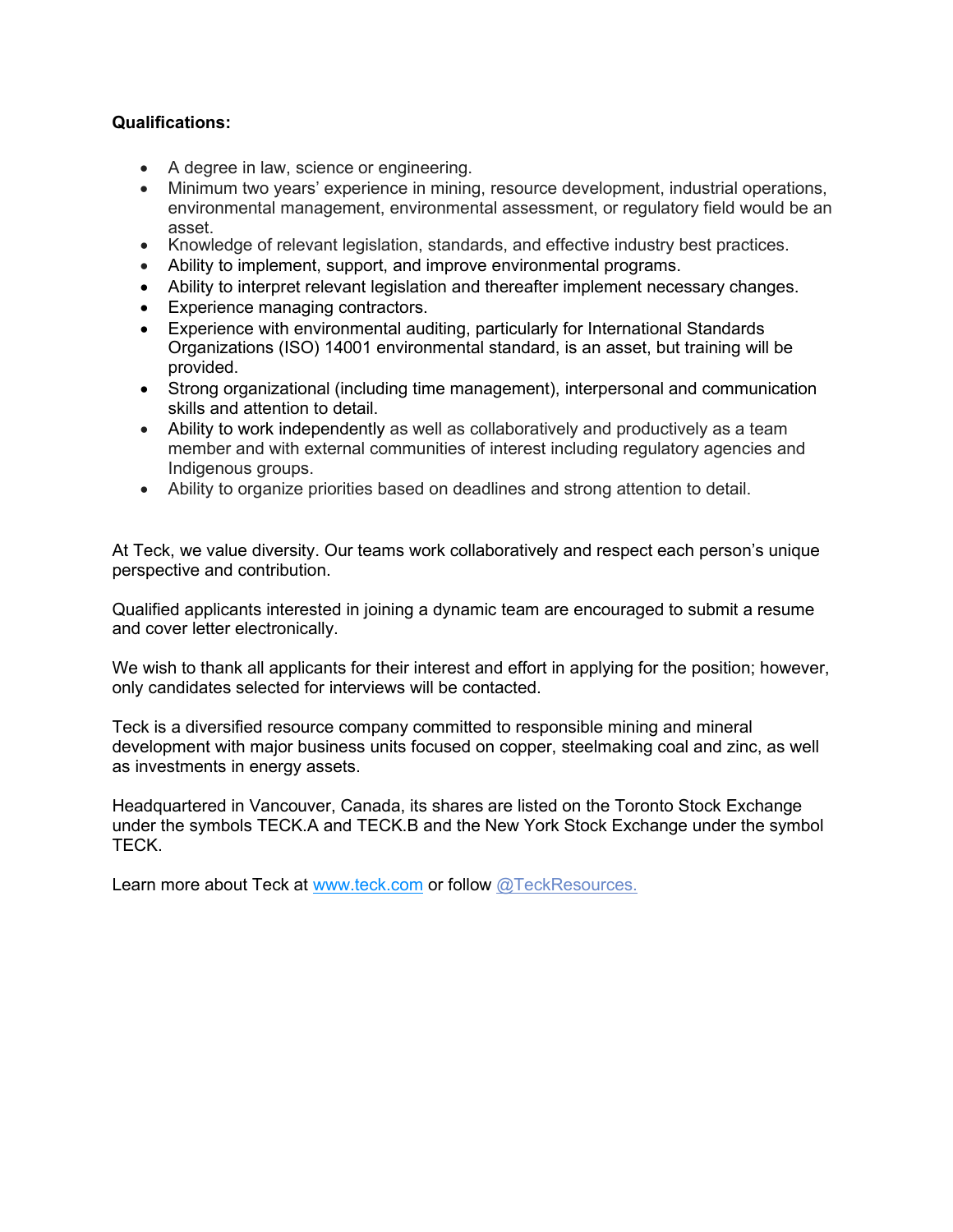**Qualifications:**

- A degree in law, science or engineering.
- Minimum two years' experience in mining, resource development, industrial operations, environmental management, environmental assessment, or regulatory field would be an asset.
- Knowledge of relevant legislation, standards, and effective industry best practices.
- Ability to implement, support, and improve environmental programs.
- Ability to interpret relevant legislation and thereafter implement necessary changes.
- Experience managing contractors.
- Experience with environmental auditing, particularly for International Standards Organizations (ISO) 14001 environmental standard, is an asset, but training will be provided.
- Strong organizational (including time management), interpersonal and communication skills and attention to detail.
- Ability to work independently as well as collaboratively and productively as a team member and with external communities of interest including regulatory agencies and Indigenous groups.
- Ability to organize priorities based on deadlines and strong attention to detail.

At Teck, we value diversity. Our teams work collaboratively and respect each person's unique perspective and contribution.

Qualified applicants interested in joining a dynamic team are encouraged to submit a resume and cover letter electronically.

We wish to thank all applicants for their interest and effort in applying for the position; however, only candidates selected for interviews will be contacted.

Teck is a diversified resource company committed to responsible mining and mineral development with major business units focused on copper, steelmaking coal and zinc, as well as investments in energy assets.

Headquartered in Vancouver, Canada, its shares are listed on the Toronto Stock Exchange under the symbols TECK.A and TECK.B and the New York Stock Exchange under the symbol TECK.

Learn more about Teck at www.teck.com or follow @TeckResources.